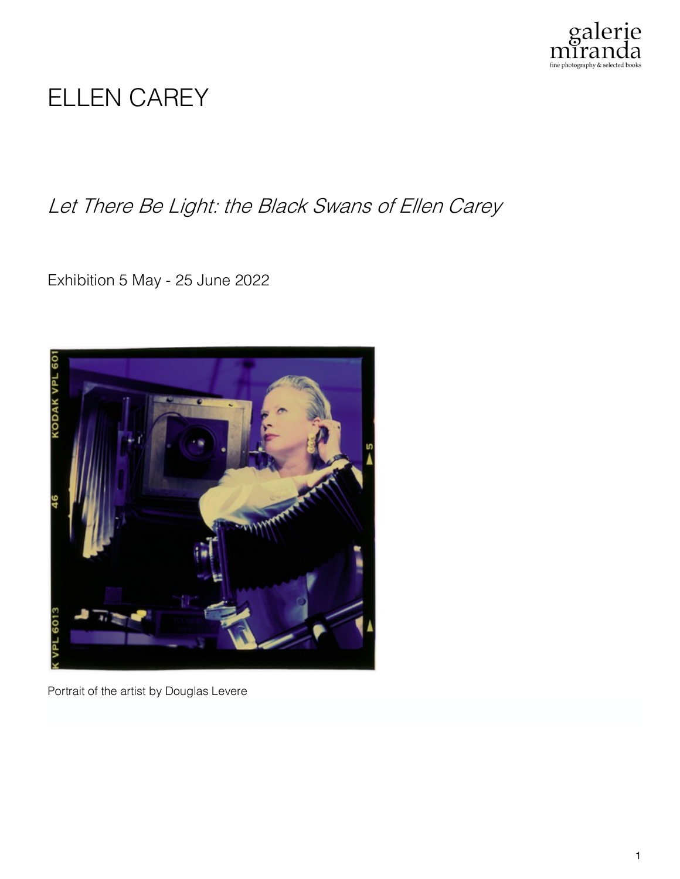galerie miranda
fine photography & selected books

# ELLEN CAREY

## *Let There Be Light: the Black Swans of Ellen Carey*

Exhibition 5 May - 25 June 2022

Portrait of the artist by Douglas Levere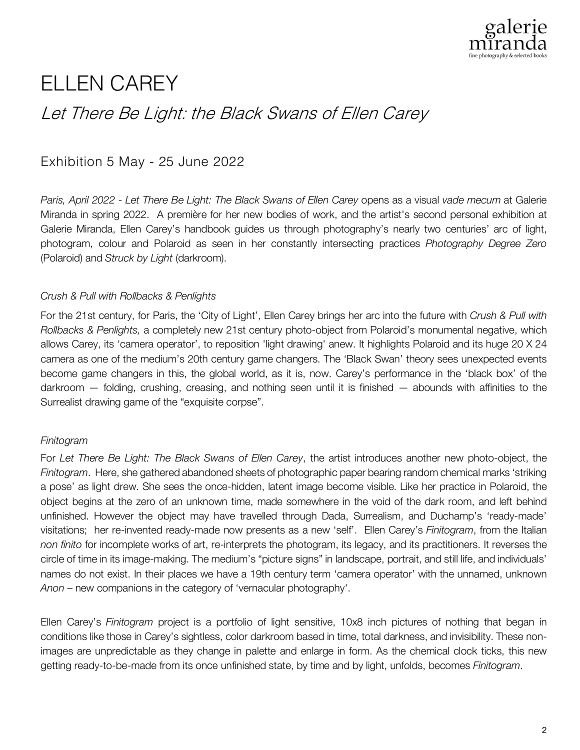# ELLEN CAREY

## *Let There Be Light: the Black Swans of Ellen Carey*

### Exhibition 5 May - 25 June 2022

*Paris, April 2022 - Let There Be Light: The Black Swans of Ellen Carey* opens as a visual *vade mecum* at Galerie Miranda in spring 2022. A première for her new bodies of work, and the artist's second personal exhibition at Galerie Miranda, Ellen Carey's handbook guides us through photography's nearly two centuries' arc of light, photogram, colour and Polaroid as seen in her constantly intersecting practices *Photography Degree Zero* (Polaroid) and *Struck by Light* (darkroom).

*Crush & Pull with Rollbacks & Penlights*

For the 21st century, for Paris, the 'City of Light', Ellen Carey brings her arc into the future with *Crush & Pull with Rollbacks & Penlights,* a completely new 21st century photo-object from Polaroid's monumental negative, which allows Carey, its 'camera operator', to reposition 'light drawing' anew. It highlights Polaroid and its huge 20 X 24 camera as one of the medium's 20th century game changers. The 'Black Swan' theory sees unexpected events become game changers in this, the global world, as it is, now. Carey's performance in the 'black box' of the darkroom — folding, crushing, creasing, and nothing seen until it is finished — abounds with affinities to the Surrealist drawing game of the "exquisite corpse".

*Finitogram*

For *Let There Be Light: The Black Swans of Ellen Carey*, the artist introduces another new photo-object, the *Finitogram*. Here, she gathered abandoned sheets of photographic paper bearing random chemical marks 'striking a pose' as light drew. She sees the once-hidden, latent image become visible. Like her practice in Polaroid, the object begins at the zero of an unknown time, made somewhere in the void of the dark room, and left behind unfinished. However the object may have travelled through Dada, Surrealism, and Duchamp's 'ready-made' visitations; her re-invented ready-made now presents as a new 'self'. Ellen Carey's *Finitogram*, from the Italian *non finito* for incomplete works of art, re-interprets the photogram, its legacy, and its practitioners. It reverses the circle of time in its image-making. The medium's "picture signs" in landscape, portrait, and still life, and individuals' names do not exist. In their places we have a 19th century term 'camera operator' with the unnamed, unknown *Anon* – new companions in the category of 'vernacular photography'.

Ellen Carey's *Finitogram* project is a portfolio of light sensitive, 10x8 inch pictures of nothing that began in conditions like those in Carey's sightless, color darkroom based in time, total darkness, and invisibility. These non-images are unpredictable as they change in palette and enlarge in form. As the chemical clock ticks, this new getting ready-to-be-made from its once unfinished state, by time and by light, unfolds, becomes *Finitogram*.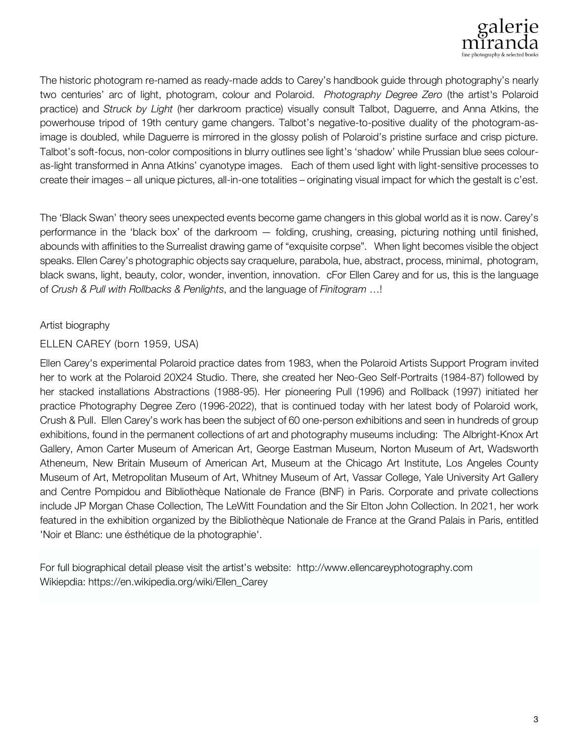The historic photogram re-named as ready-made adds to Carey's handbook guide through photography's nearly two centuries' arc of light, photogram, colour and Polaroid. *Photography Degree Zero* (the artist's Polaroid practice) and *Struck by Light* (her darkroom practice) visually consult Talbot, Daguerre, and Anna Atkins, the powerhouse tripod of 19th century game changers. Talbot's negative-to-positive duality of the photogram-as-image is doubled, while Daguerre is mirrored in the glossy polish of Polaroid's pristine surface and crisp picture. Talbot's soft-focus, non-color compositions in blurry outlines see light's 'shadow' while Prussian blue sees colour-as-light transformed in Anna Atkins' cyanotype images. Each of them used light with light-sensitive processes to create their images – all unique pictures, all-in-one totalities – originating visual impact for which the gestalt is c'est.

The 'Black Swan' theory sees unexpected events become game changers in this global world as it is now. Carey's performance in the 'black box' of the darkroom — folding, crushing, creasing, picturing nothing until finished, abounds with affinities to the Surrealist drawing game of "exquisite corpse". When light becomes visible the object speaks. Ellen Carey's photographic objects say craquelure, parabola, hue, abstract, process, minimal, photogram, black swans, light, beauty, color, wonder, invention, innovation. cFor Ellen Carey and for us, this is the language of *Crush & Pull with Rollbacks & Penlights*, and the language of *Finitogram* …!

Artist biography

ELLEN CAREY (born 1959, USA)

Ellen Carey's experimental Polaroid practice dates from 1983, when the Polaroid Artists Support Program invited her to work at the Polaroid 20X24 Studio. There, she created her Neo-Geo Self-Portraits (1984-87) followed by her stacked installations Abstractions (1988-95). Her pioneering Pull (1996) and Rollback (1997) initiated her practice Photography Degree Zero (1996-2022), that is continued today with her latest body of Polaroid work, Crush & Pull. Ellen Carey's work has been the subject of 60 one-person exhibitions and seen in hundreds of group exhibitions, found in the permanent collections of art and photography museums including: The Albright-Knox Art Gallery, Amon Carter Museum of American Art, George Eastman Museum, Norton Museum of Art, Wadsworth Atheneum, New Britain Museum of American Art, Museum at the Chicago Art Institute, Los Angeles County Museum of Art, Metropolitan Museum of Art, Whitney Museum of Art, Vassar College, Yale University Art Gallery and Centre Pompidou and Bibliothèque Nationale de France (BNF) in Paris. Corporate and private collections include JP Morgan Chase Collection, The LeWitt Foundation and the Sir Elton John Collection. In 2021, her work featured in the exhibition organized by the Bibliothèque Nationale de France at the Grand Palais in Paris, entitled 'Noir et Blanc: une ésthétique de la photographie'.

For full biographical detail please visit the artist's website: http://www.ellencareyphotography.com
Wikiepdia: https://en.wikipedia.org/wiki/Ellen_Carey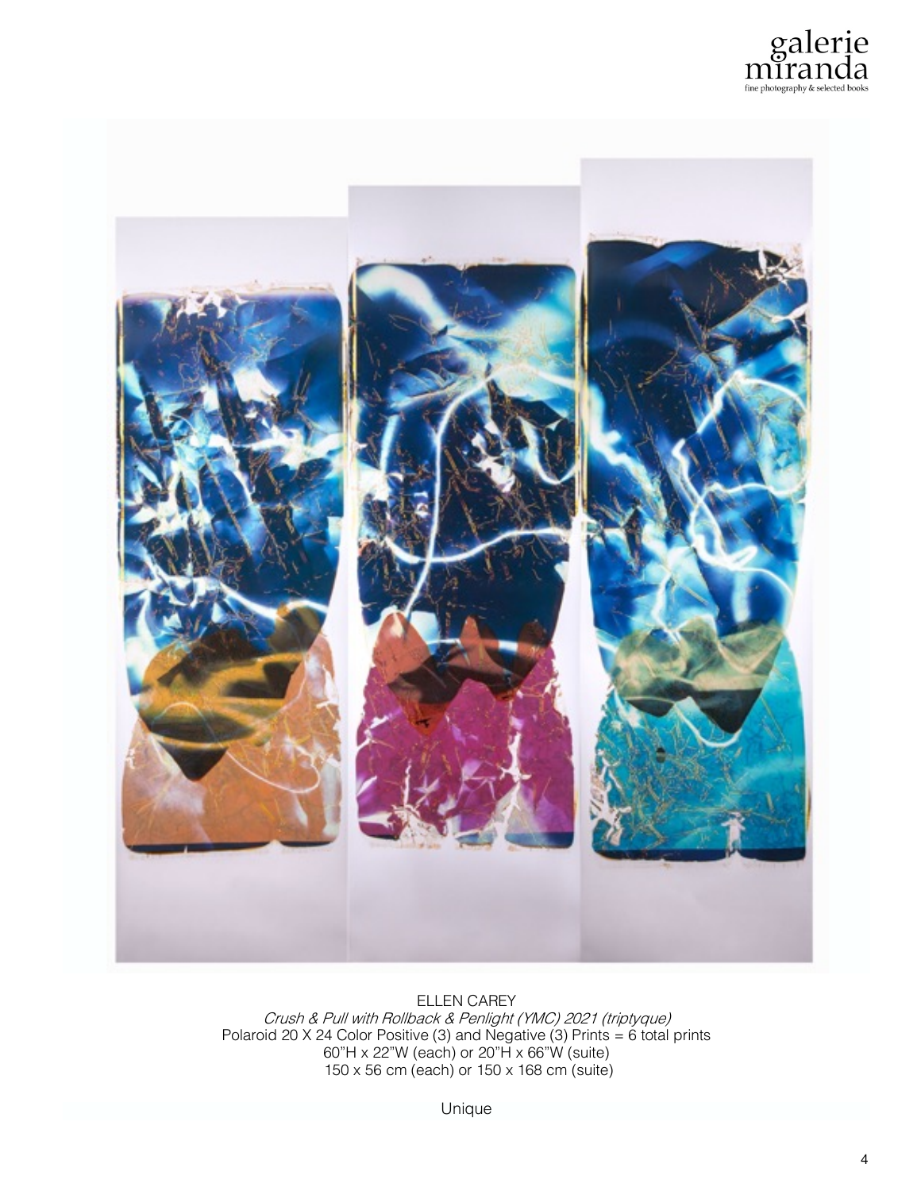ELLEN CAREY

*Crush & Pull with Rollback & Penlight (YMC) 2021 (triptyque)*

Polaroid 20 X 24 Color Positive (3) and Negative (3) Prints = 6 total prints

60"H x 22"W (each) or 20"H x 66"W (suite)

150 x 56 cm (each) or 150 x 168 cm (suite)

Unique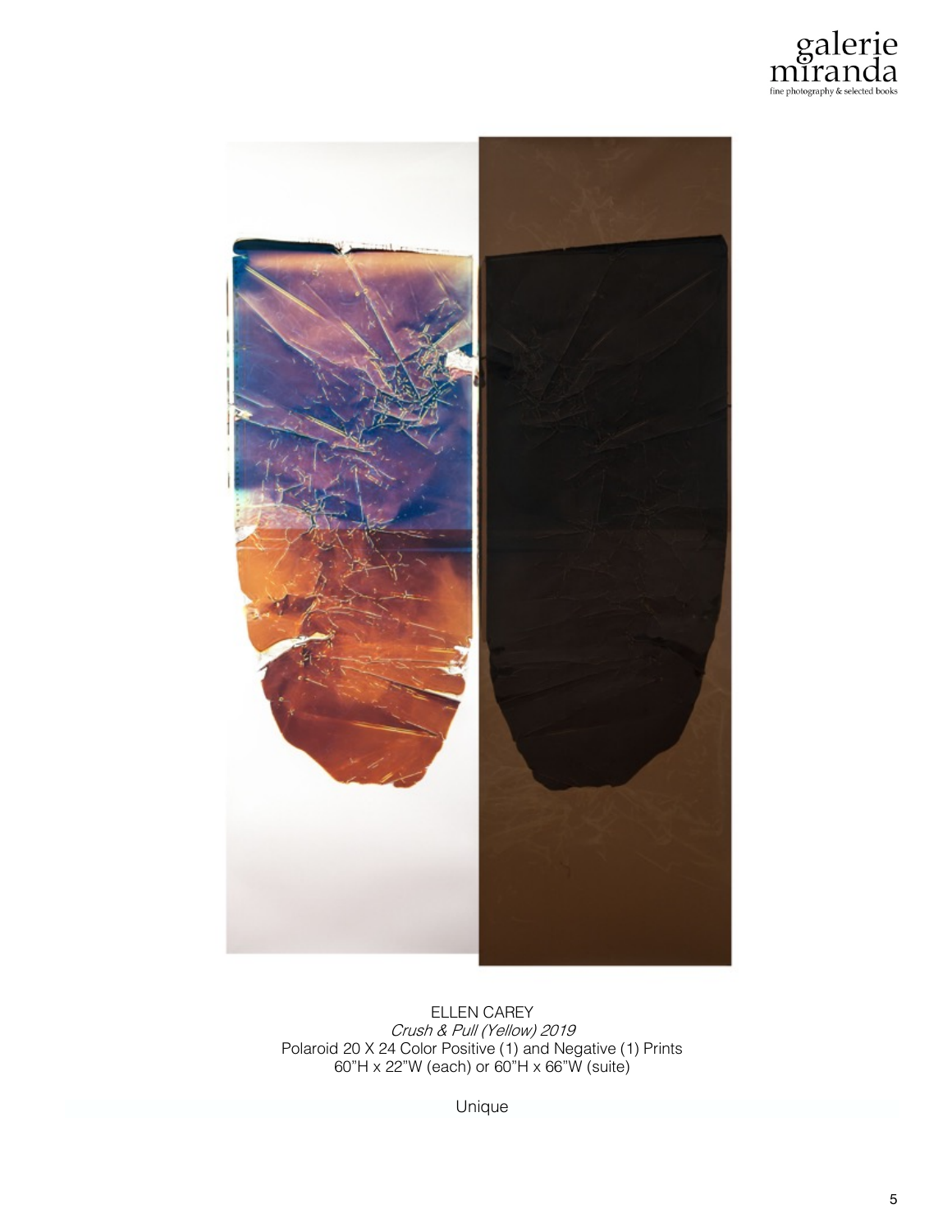ELLEN CAREY

*Crush & Pull (Yellow) 2019*

Polaroid 20 X 24 Color Positive (1) and Negative (1) Prints

60"H x 22"W (each) or 60"H x 66"W (suite)

Unique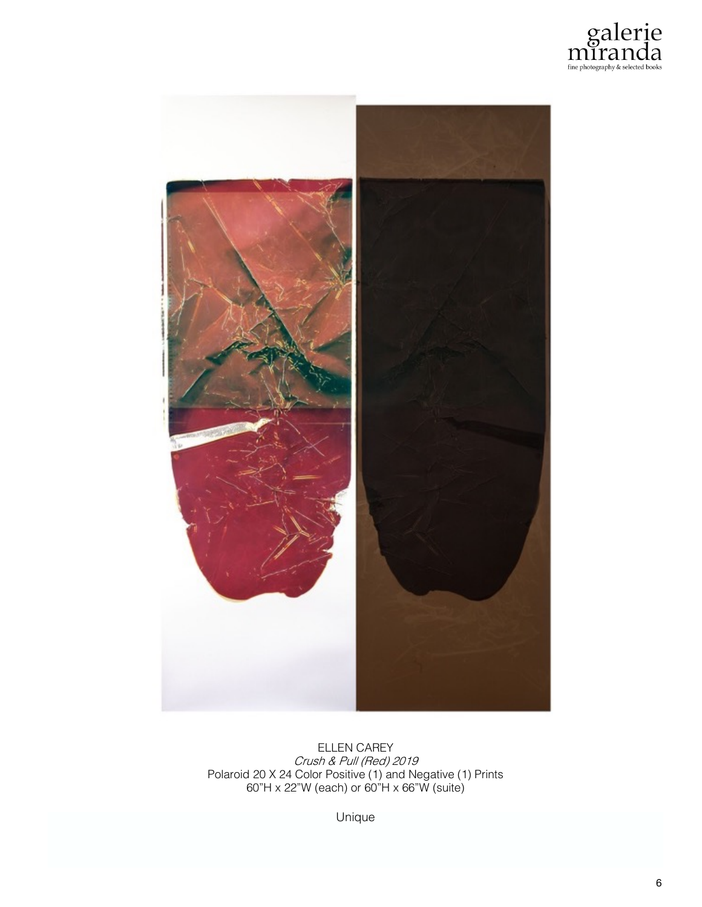ELLEN CAREY
*Crush & Pull (Red) 2019*
Polaroid 20 X 24 Color Positive (1) and Negative (1) Prints
60"H x 22"W (each) or 60"H x 66"W (suite)

Unique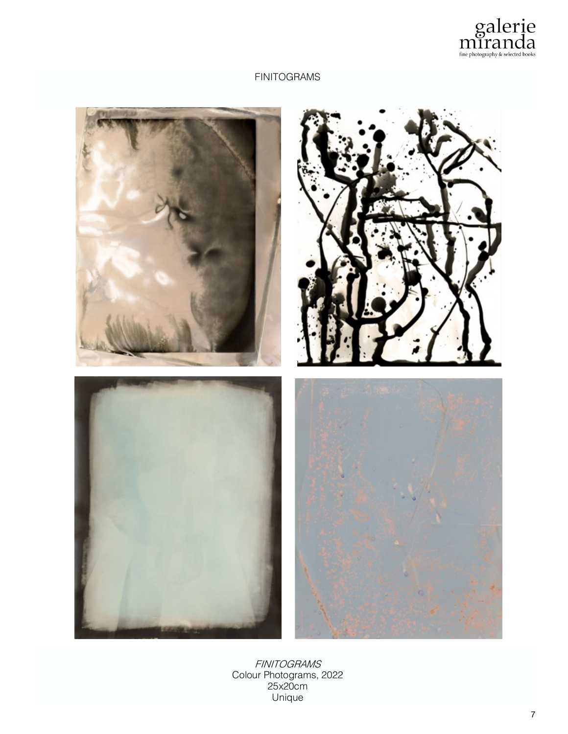FINITOGRAMS

*FINITOGRAMS*
Colour Photograms, 2022
25x20cm
Unique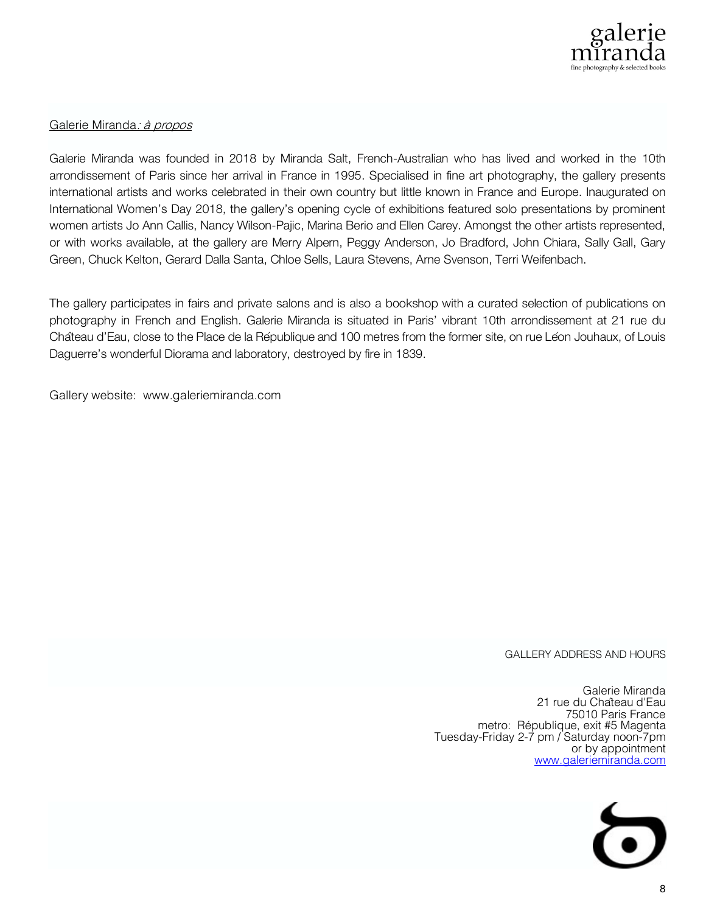## Galerie Miranda*: à propos*

Galerie Miranda was founded in 2018 by Miranda Salt, French-Australian who has lived and worked in the 10th arrondissement of Paris since her arrival in France in 1995. Specialised in fine art photography, the gallery presents international artists and works celebrated in their own country but little known in France and Europe. Inaugurated on International Women's Day 2018, the gallery's opening cycle of exhibitions featured solo presentations by prominent women artists Jo Ann Callis, Nancy Wilson-Pajic, Marina Berio and Ellen Carey. Amongst the other artists represented, or with works available, at the gallery are Merry Alpern, Peggy Anderson, Jo Bradford, John Chiara, Sally Gall, Gary Green, Chuck Kelton, Gerard Dalla Santa, Chloe Sells, Laura Stevens, Arne Svenson, Terri Weifenbach.

The gallery participates in fairs and private salons and is also a bookshop with a curated selection of publications on photography in French and English. Galerie Miranda is situated in Paris' vibrant 10th arrondissement at 21 rue du Château d'Eau, close to the Place de la République and 100 metres from the former site, on rue Léon Jouhaux, of Louis Daguerre's wonderful Diorama and laboratory, destroyed by fire in 1839.

Gallery website: www.galeriemiranda.com

GALLERY ADDRESS AND HOURS

Galerie Miranda
21 rue du Château d'Eau
75010 Paris France
metro: République, exit #5 Magenta
Tuesday-Friday 2-7 pm / Saturday noon-7pm
or by appointment
www.galeriemiranda.com